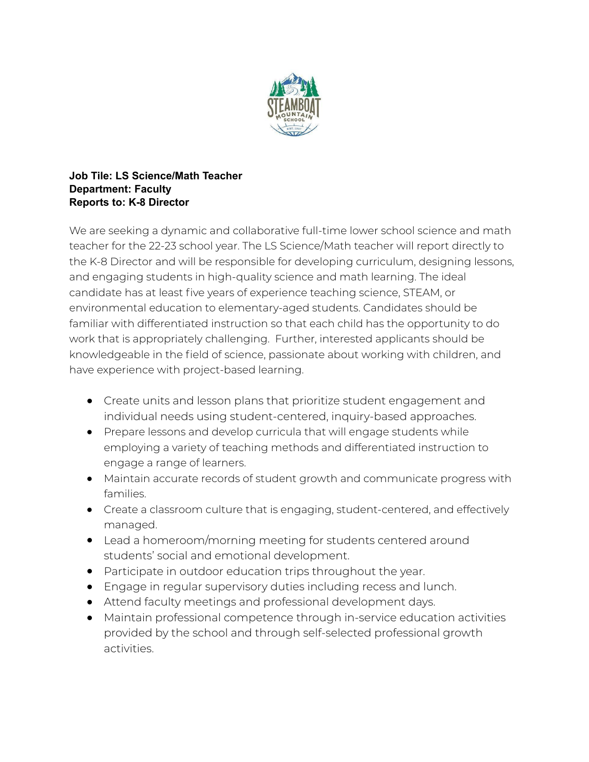**Job Tile: LS Science/Math Teacher**
**Department: Faculty**
**Reports to: K-8 Director**

We are seeking a dynamic and collaborative full-time lower school science and math teacher for the 22-23 school year. The LS Science/Math teacher will report directly to the K-8 Director and will be responsible for developing curriculum, designing lessons, and engaging students in high-quality science and math learning. The ideal candidate has at least five years of experience teaching science, STEAM, or environmental education to elementary-aged students. Candidates should be familiar with differentiated instruction so that each child has the opportunity to do work that is appropriately challenging. Further, interested applicants should be knowledgeable in the field of science, passionate about working with children, and have experience with project-based learning.

- Create units and lesson plans that prioritize student engagement and individual needs using student-centered, inquiry-based approaches.
- Prepare lessons and develop curricula that will engage students while employing a variety of teaching methods and differentiated instruction to engage a range of learners.
- Maintain accurate records of student growth and communicate progress with families.
- Create a classroom culture that is engaging, student-centered, and effectively managed.
- Lead a homeroom/morning meeting for students centered around students' social and emotional development.
- Participate in outdoor education trips throughout the year.
- Engage in regular supervisory duties including recess and lunch.
- Attend faculty meetings and professional development days.
- Maintain professional competence through in-service education activities provided by the school and through self-selected professional growth activities.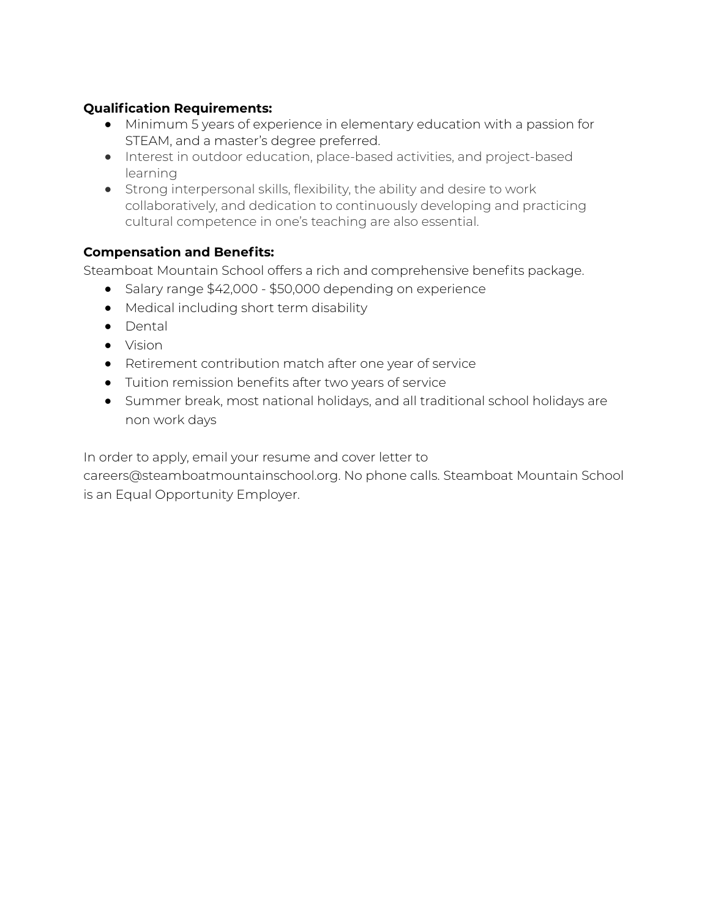**Qualification Requirements:**

- Minimum 5 years of experience in elementary education with a passion for STEAM, and a master's degree preferred.
- Interest in outdoor education, place-based activities, and project-based learning
- Strong interpersonal skills, flexibility, the ability and desire to work collaboratively, and dedication to continuously developing and practicing cultural competence in one's teaching are also essential.

**Compensation and Benefits:**

Steamboat Mountain School offers a rich and comprehensive benefits package.

- Salary range $42,000 - $50,000 depending on experience
- Medical including short term disability
- Dental
- Vision
- Retirement contribution match after one year of service
- Tuition remission benefits after two years of service
- Summer break, most national holidays, and all traditional school holidays are non work days

In order to apply, email your resume and cover letter to careers@steamboatmountainschool.org. No phone calls. Steamboat Mountain School is an Equal Opportunity Employer.